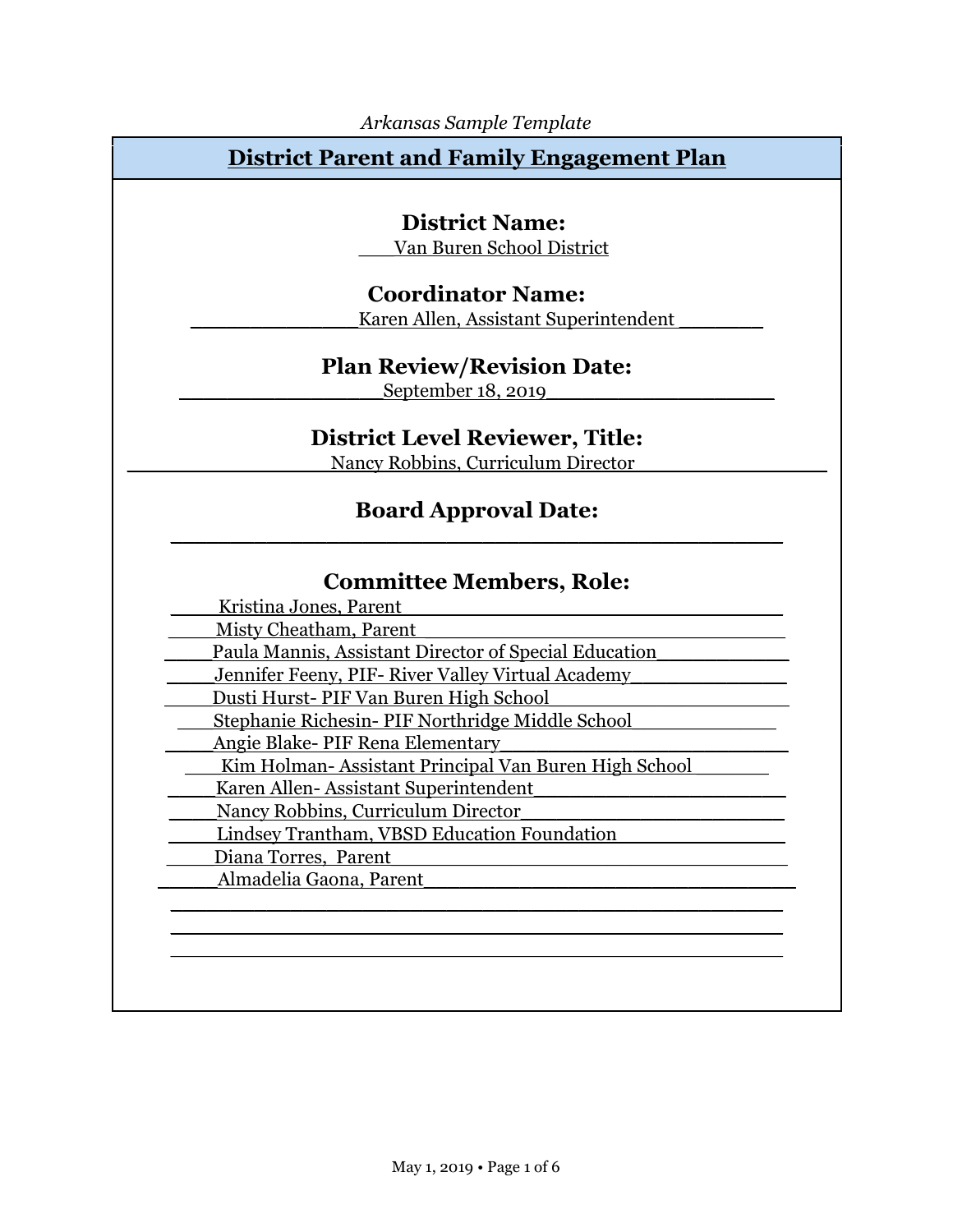*Arkansas Sample Template*

# District Parent and Family Engagement Plan

## District Name:

Van Buren School District

## Coordinator Name:

Karen Allen, Assistant Superintendent

## Plan Review/Revision Date:

September 18, 2019

## District Level Reviewer, Title:

Nancy Robbins, Curriculum Director

## Board Approval Date:

## Committee Members, Role:

Kristina Jones, Parent
Misty Cheatham, Parent
Paula Mannis, Assistant Director of Special Education
Jennifer Feeny, PIF- River Valley Virtual Academy
Dusti Hurst- PIF Van Buren High School
Stephanie Richesin- PIF Northridge Middle School
Angie Blake- PIF Rena Elementary
Kim Holman- Assistant Principal Van Buren High School
Karen Allen- Assistant Superintendent
Nancy Robbins, Curriculum Director
Lindsey Trantham, VBSD Education Foundation
Diana Torres, Parent
Almadelia Gaona, Parent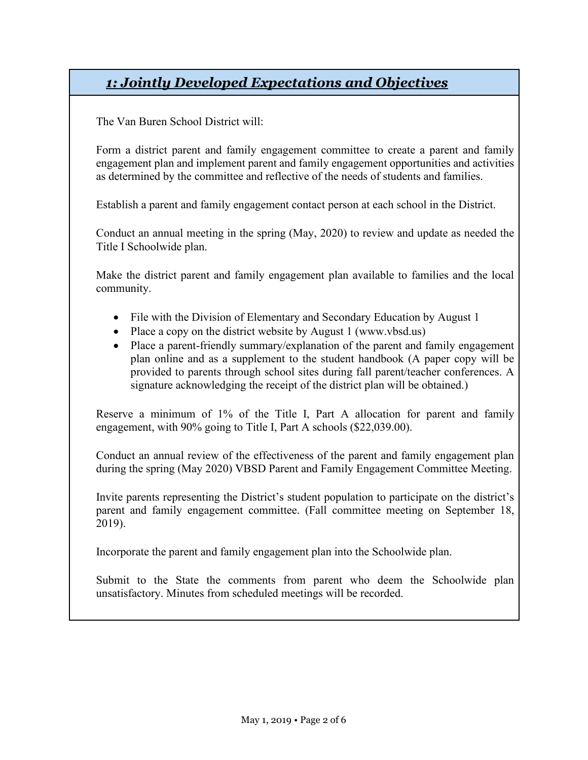## *1: Jointly Developed Expectations and Objectives*

The Van Buren School District will:

Form a district parent and family engagement committee to create a parent and family engagement plan and implement parent and family engagement opportunities and activities as determined by the committee and reflective of the needs of students and families.

Establish a parent and family engagement contact person at each school in the District.

Conduct an annual meeting in the spring (May, 2020) to review and update as needed the Title I Schoolwide plan.

Make the district parent and family engagement plan available to families and the local community.

- File with the Division of Elementary and Secondary Education by August 1
- Place a copy on the district website by August 1 (www.vbsd.us)
- Place a parent-friendly summary/explanation of the parent and family engagement plan online and as a supplement to the student handbook (A paper copy will be provided to parents through school sites during fall parent/teacher conferences. A signature acknowledging the receipt of the district plan will be obtained.)

Reserve a minimum of 1% of the Title I, Part A allocation for parent and family engagement, with 90% going to Title I, Part A schools ($22,039.00).

Conduct an annual review of the effectiveness of the parent and family engagement plan during the spring (May 2020) VBSD Parent and Family Engagement Committee Meeting.

Invite parents representing the District's student population to participate on the district's parent and family engagement committee. (Fall committee meeting on September 18, 2019).

Incorporate the parent and family engagement plan into the Schoolwide plan.

Submit to the State the comments from parent who deem the Schoolwide plan unsatisfactory. Minutes from scheduled meetings will be recorded.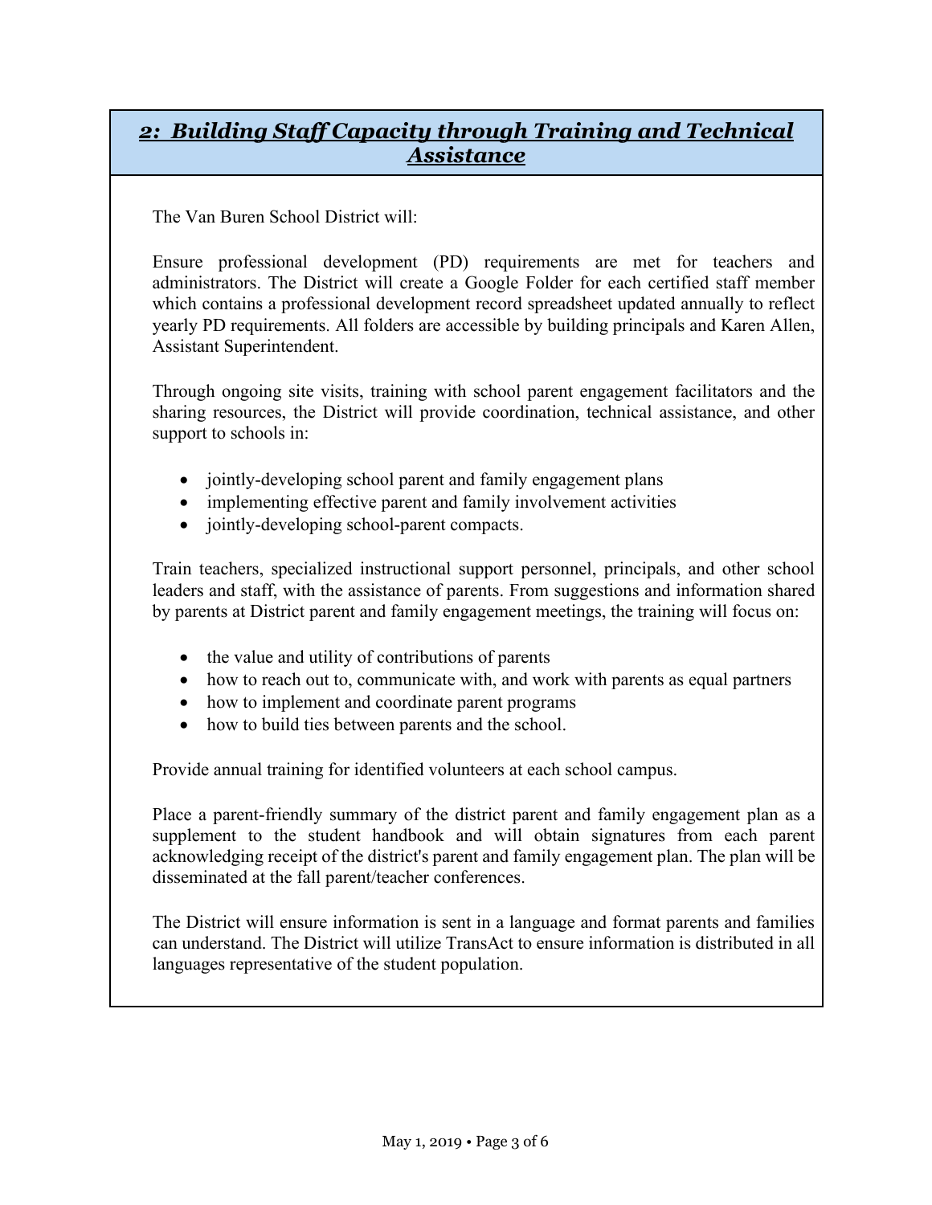## *2: Building Staff Capacity through Training and Technical Assistance*

The Van Buren School District will:

Ensure professional development (PD) requirements are met for teachers and administrators. The District will create a Google Folder for each certified staff member which contains a professional development record spreadsheet updated annually to reflect yearly PD requirements. All folders are accessible by building principals and Karen Allen, Assistant Superintendent.

Through ongoing site visits, training with school parent engagement facilitators and the sharing resources, the District will provide coordination, technical assistance, and other support to schools in:

- jointly-developing school parent and family engagement plans
- implementing effective parent and family involvement activities
- jointly-developing school-parent compacts.

Train teachers, specialized instructional support personnel, principals, and other school leaders and staff, with the assistance of parents. From suggestions and information shared by parents at District parent and family engagement meetings, the training will focus on:

- the value and utility of contributions of parents
- how to reach out to, communicate with, and work with parents as equal partners
- how to implement and coordinate parent programs
- how to build ties between parents and the school.

Provide annual training for identified volunteers at each school campus.

Place a parent-friendly summary of the district parent and family engagement plan as a supplement to the student handbook and will obtain signatures from each parent acknowledging receipt of the district's parent and family engagement plan. The plan will be disseminated at the fall parent/teacher conferences.

The District will ensure information is sent in a language and format parents and families can understand. The District will utilize TransAct to ensure information is distributed in all languages representative of the student population.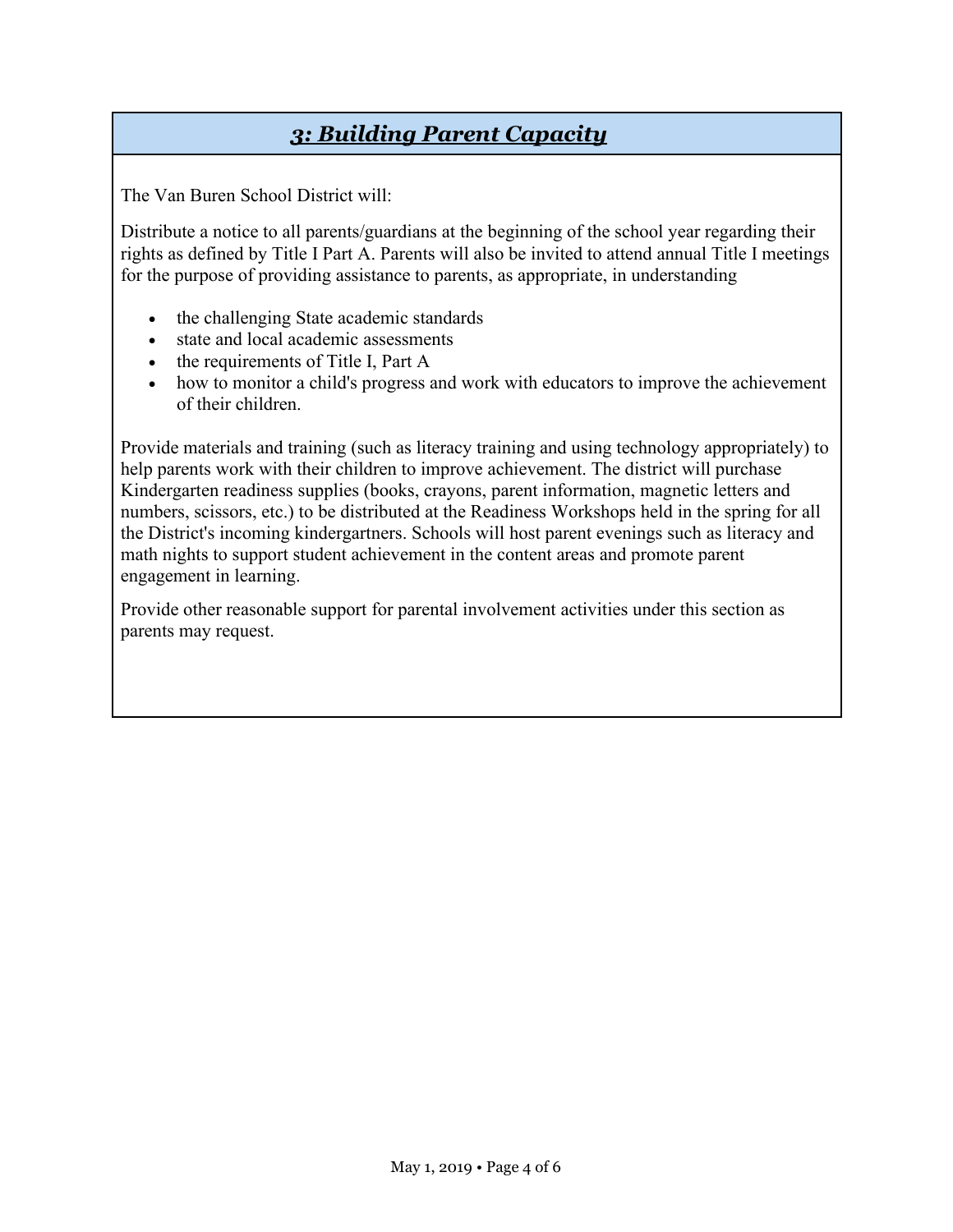## *3: Building Parent Capacity*

The Van Buren School District will:

Distribute a notice to all parents/guardians at the beginning of the school year regarding their rights as defined by Title I Part A. Parents will also be invited to attend annual Title I meetings for the purpose of providing assistance to parents, as appropriate, in understanding

- the challenging State academic standards
- state and local academic assessments
- the requirements of Title I, Part A
- how to monitor a child's progress and work with educators to improve the achievement of their children.

Provide materials and training (such as literacy training and using technology appropriately) to help parents work with their children to improve achievement. The district will purchase Kindergarten readiness supplies (books, crayons, parent information, magnetic letters and numbers, scissors, etc.) to be distributed at the Readiness Workshops held in the spring for all the District's incoming kindergartners. Schools will host parent evenings such as literacy and math nights to support student achievement in the content areas and promote parent engagement in learning.

Provide other reasonable support for parental involvement activities under this section as parents may request.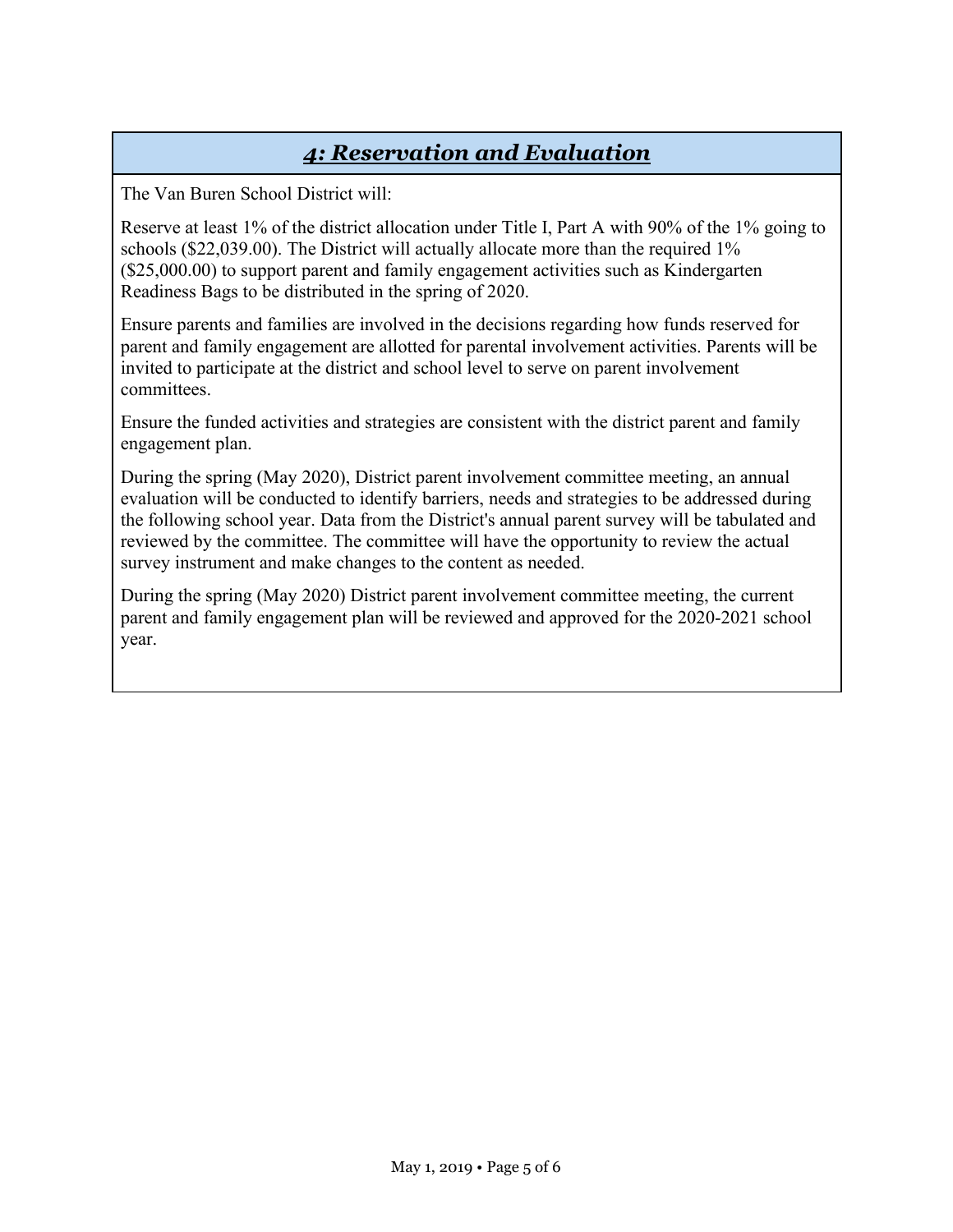## *4: Reservation and Evaluation*

The Van Buren School District will:

Reserve at least 1% of the district allocation under Title I, Part A with 90% of the 1% going to schools ($22,039.00). The District will actually allocate more than the required 1% ($25,000.00) to support parent and family engagement activities such as Kindergarten Readiness Bags to be distributed in the spring of 2020.

Ensure parents and families are involved in the decisions regarding how funds reserved for parent and family engagement are allotted for parental involvement activities. Parents will be invited to participate at the district and school level to serve on parent involvement committees.

Ensure the funded activities and strategies are consistent with the district parent and family engagement plan.

During the spring (May 2020), District parent involvement committee meeting, an annual evaluation will be conducted to identify barriers, needs and strategies to be addressed during the following school year. Data from the District's annual parent survey will be tabulated and reviewed by the committee. The committee will have the opportunity to review the actual survey instrument and make changes to the content as needed.

During the spring (May 2020) District parent involvement committee meeting, the current parent and family engagement plan will be reviewed and approved for the 2020-2021 school year.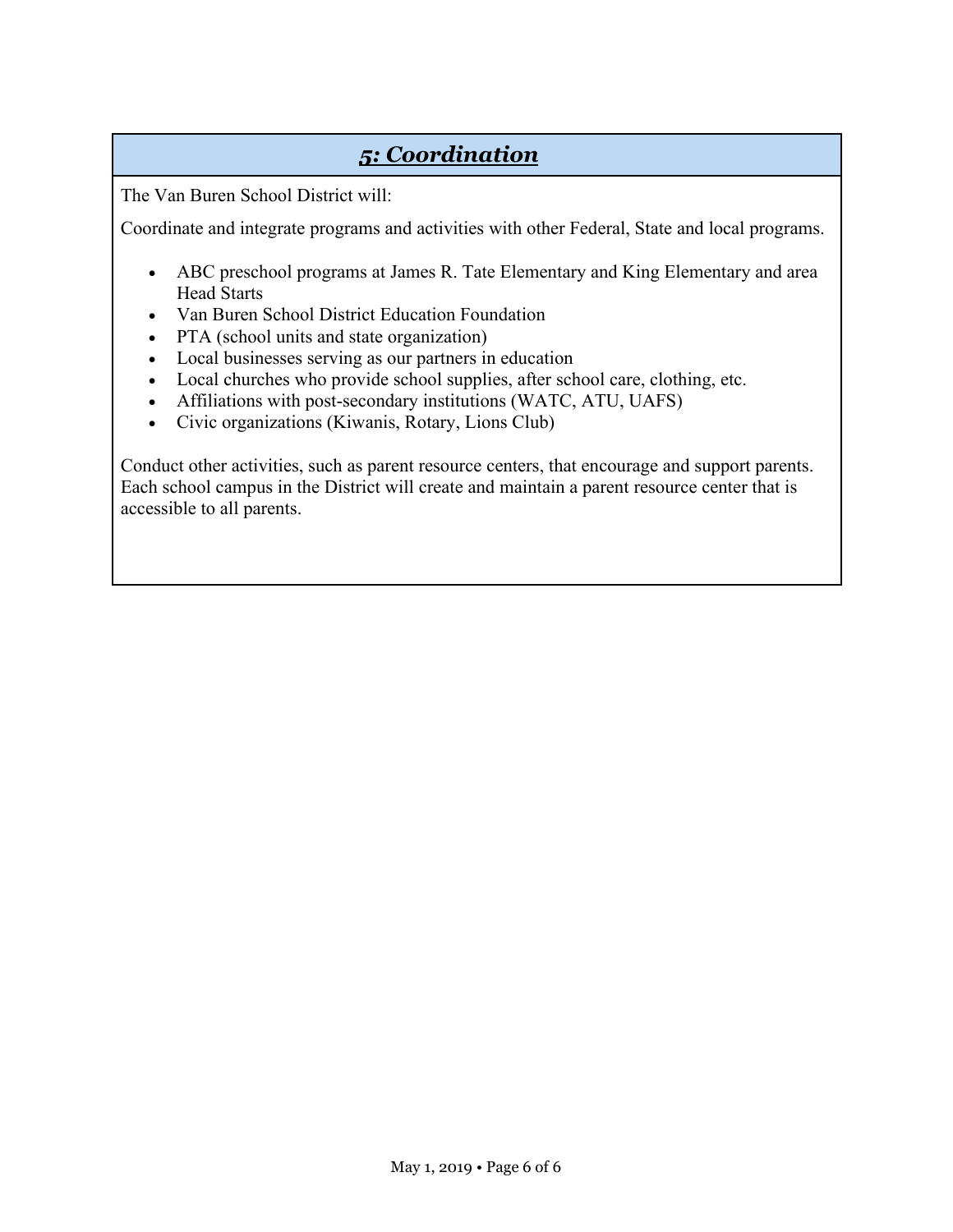## *5: Coordination*

The Van Buren School District will:

Coordinate and integrate programs and activities with other Federal, State and local programs.

- ABC preschool programs at James R. Tate Elementary and King Elementary and area Head Starts
- Van Buren School District Education Foundation
- PTA (school units and state organization)
- Local businesses serving as our partners in education
- Local churches who provide school supplies, after school care, clothing, etc.
- Affiliations with post-secondary institutions (WATC, ATU, UAFS)
- Civic organizations (Kiwanis, Rotary, Lions Club)

Conduct other activities, such as parent resource centers, that encourage and support parents. Each school campus in the District will create and maintain a parent resource center that is accessible to all parents.